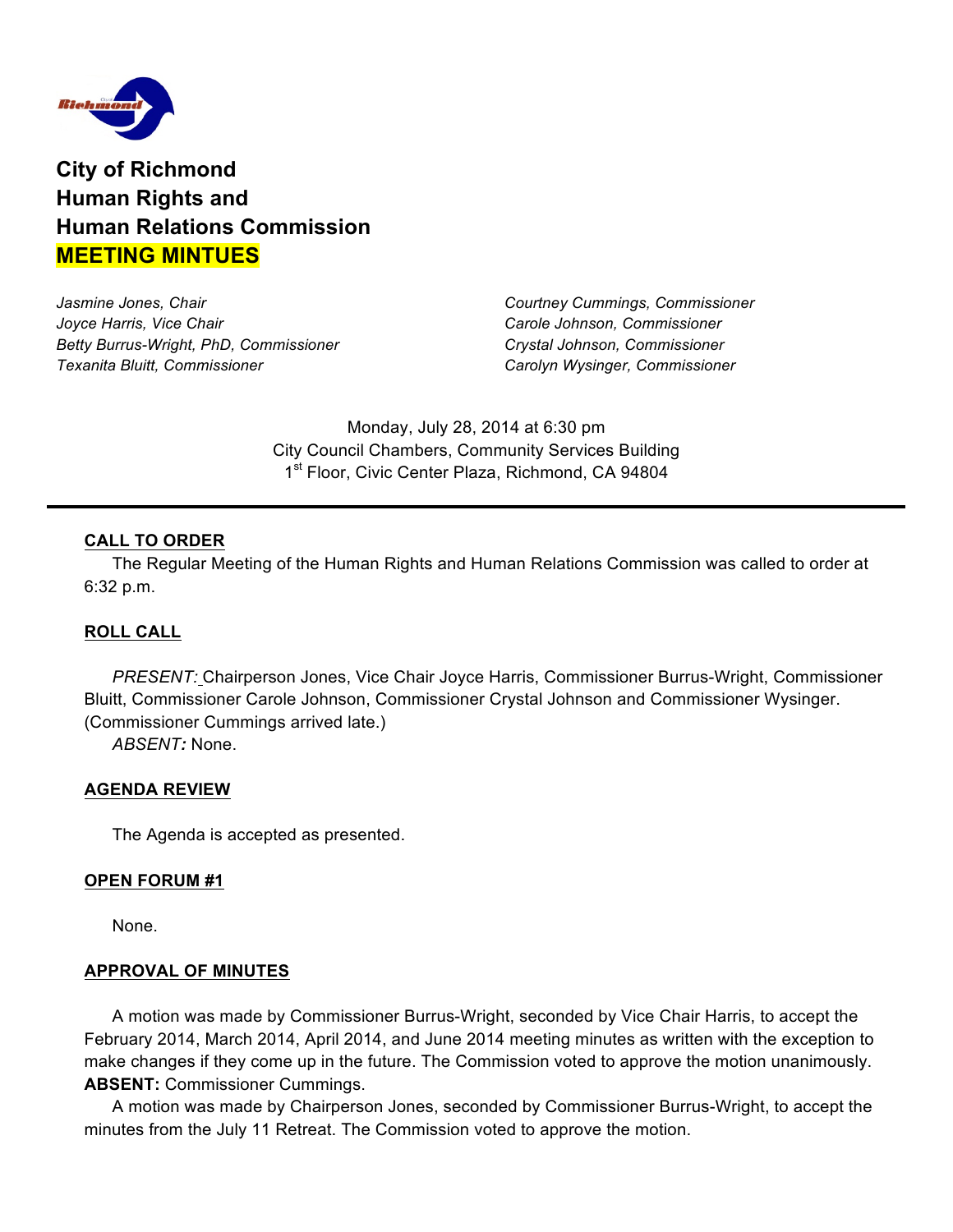# City of Richmond
# Human Rights and Human Relations Commission
# MEETING MINTUES

*Jasmine Jones, Chair*
*Joyce Harris, Vice Chair*
*Betty Burrus-Wright, PhD, Commissioner*
*Texanita Bluitt, Commissioner*
*Courtney Cummings, Commissioner*
*Carole Johnson, Commissioner*
*Crystal Johnson, Commissioner*
*Carolyn Wysinger, Commissioner*

Monday, July 28, 2014 at 6:30 pm
City Council Chambers, Community Services Building
1st Floor, Civic Center Plaza, Richmond, CA 94804

---

## CALL TO ORDER

The Regular Meeting of the Human Rights and Human Relations Commission was called to order at 6:32 p.m.

## ROLL CALL

*PRESENT:* Chairperson Jones, Vice Chair Joyce Harris, Commissioner Burrus-Wright, Commissioner Bluitt, Commissioner Carole Johnson, Commissioner Crystal Johnson and Commissioner Wysinger. (Commissioner Cummings arrived late.)

*ABSENT:* None.

## AGENDA REVIEW

The Agenda is accepted as presented.

## OPEN FORUM #1

None.

## APPROVAL OF MINUTES

A motion was made by Commissioner Burrus-Wright, seconded by Vice Chair Harris, to accept the February 2014, March 2014, April 2014, and June 2014 meeting minutes as written with the exception to make changes if they come up in the future. The Commission voted to approve the motion unanimously. **ABSENT:** Commissioner Cummings.

A motion was made by Chairperson Jones, seconded by Commissioner Burrus-Wright, to accept the minutes from the July 11 Retreat. The Commission voted to approve the motion.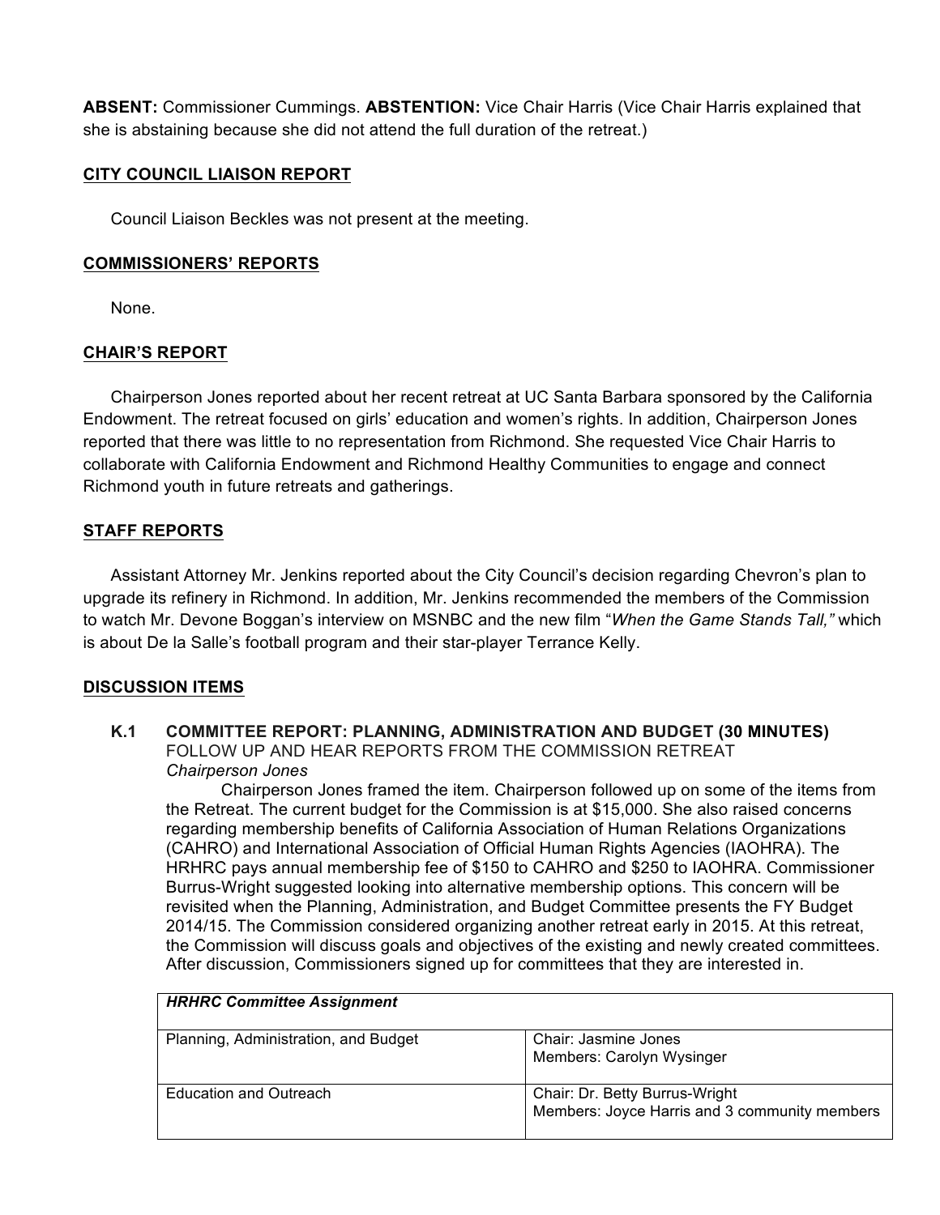**ABSENT:** Commissioner Cummings. **ABSTENTION:** Vice Chair Harris (Vice Chair Harris explained that she is abstaining because she did not attend the full duration of the retreat.)

## CITY COUNCIL LIAISON REPORT

Council Liaison Beckles was not present at the meeting.

## COMMISSIONERS' REPORTS

None.

## CHAIR'S REPORT

Chairperson Jones reported about her recent retreat at UC Santa Barbara sponsored by the California Endowment. The retreat focused on girls' education and women's rights. In addition, Chairperson Jones reported that there was little to no representation from Richmond. She requested Vice Chair Harris to collaborate with California Endowment and Richmond Healthy Communities to engage and connect Richmond youth in future retreats and gatherings.

## STAFF REPORTS

Assistant Attorney Mr. Jenkins reported about the City Council's decision regarding Chevron's plan to upgrade its refinery in Richmond. In addition, Mr. Jenkins recommended the members of the Commission to watch Mr. Devone Boggan's interview on MSNBC and the new film "*When the Game Stands Tall,"* which is about De la Salle's football program and their star-player Terrance Kelly.

## DISCUSSION ITEMS

**K.1 COMMITTEE REPORT: PLANNING, ADMINISTRATION AND BUDGET (30 MINUTES)**
FOLLOW UP AND HEAR REPORTS FROM THE COMMISSION RETREAT
*Chairperson Jones*

Chairperson Jones framed the item. Chairperson followed up on some of the items from the Retreat. The current budget for the Commission is at $15,000. She also raised concerns regarding membership benefits of California Association of Human Relations Organizations (CAHRO) and International Association of Official Human Rights Agencies (IAOHRA). The HRHRC pays annual membership fee of $150 to CAHRO and $250 to IAOHRA. Commissioner Burrus-Wright suggested looking into alternative membership options. This concern will be revisited when the Planning, Administration, and Budget Committee presents the FY Budget 2014/15. The Commission considered organizing another retreat early in 2015. At this retreat, the Commission will discuss goals and objectives of the existing and newly created committees. After discussion, Commissioners signed up for committees that they are interested in.

| *HRHRC Committee Assignment* | |
|---|---|
| Planning, Administration, and Budget | Chair: Jasmine Jones<br>Members: Carolyn Wysinger |
| Education and Outreach | Chair: Dr. Betty Burrus-Wright<br>Members: Joyce Harris and 3 community members |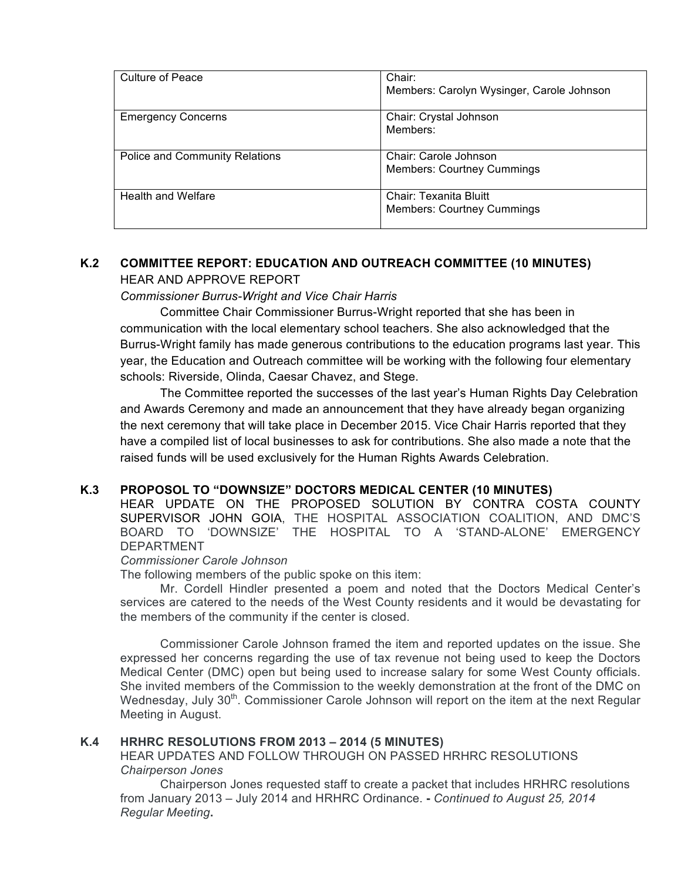| Culture of Peace | Chair:<br>Members: Carolyn Wysinger, Carole Johnson |
|---|---|
| Emergency Concerns | Chair: Crystal Johnson<br>Members: |
| Police and Community Relations | Chair: Carole Johnson<br>Members: Courtney Cummings |
| Health and Welfare | Chair: Texanita Bluitt<br>Members: Courtney Cummings |

### K.2 COMMITTEE REPORT: EDUCATION AND OUTREACH COMMITTEE (10 MINUTES)

HEAR AND APPROVE REPORT

*Commissioner Burrus-Wright and Vice Chair Harris*

Committee Chair Commissioner Burrus-Wright reported that she has been in communication with the local elementary school teachers. She also acknowledged that the Burrus-Wright family has made generous contributions to the education programs last year. This year, the Education and Outreach committee will be working with the following four elementary schools: Riverside, Olinda, Caesar Chavez, and Stege.

The Committee reported the successes of the last year's Human Rights Day Celebration and Awards Ceremony and made an announcement that they have already began organizing the next ceremony that will take place in December 2015. Vice Chair Harris reported that they have a compiled list of local businesses to ask for contributions. She also made a note that the raised funds will be used exclusively for the Human Rights Awards Celebration.

### K.3 PROPOSOL TO "DOWNSIZE" DOCTORS MEDICAL CENTER (10 MINUTES)

HEAR UPDATE ON THE PROPOSED SOLUTION BY CONTRA COSTA COUNTY SUPERVISOR JOHN GOIA, THE HOSPITAL ASSOCIATION COALITION, AND DMC'S BOARD TO 'DOWNSIZE' THE HOSPITAL TO A 'STAND-ALONE' EMERGENCY DEPARTMENT

*Commissioner Carole Johnson*

The following members of the public spoke on this item:

Mr. Cordell Hindler presented a poem and noted that the Doctors Medical Center's services are catered to the needs of the West County residents and it would be devastating for the members of the community if the center is closed.

Commissioner Carole Johnson framed the item and reported updates on the issue. She expressed her concerns regarding the use of tax revenue not being used to keep the Doctors Medical Center (DMC) open but being used to increase salary for some West County officials. She invited members of the Commission to the weekly demonstration at the front of the DMC on Wednesday, July 30th. Commissioner Carole Johnson will report on the item at the next Regular Meeting in August.

### K.4 HRHRC RESOLUTIONS FROM 2013 – 2014 (5 MINUTES)

HEAR UPDATES AND FOLLOW THROUGH ON PASSED HRHRC RESOLUTIONS

*Chairperson Jones*

Chairperson Jones requested staff to create a packet that includes HRHRC resolutions from January 2013 – July 2014 and HRHRC Ordinance. **-** *Continued to August 25, 2014 Regular Meeting***.**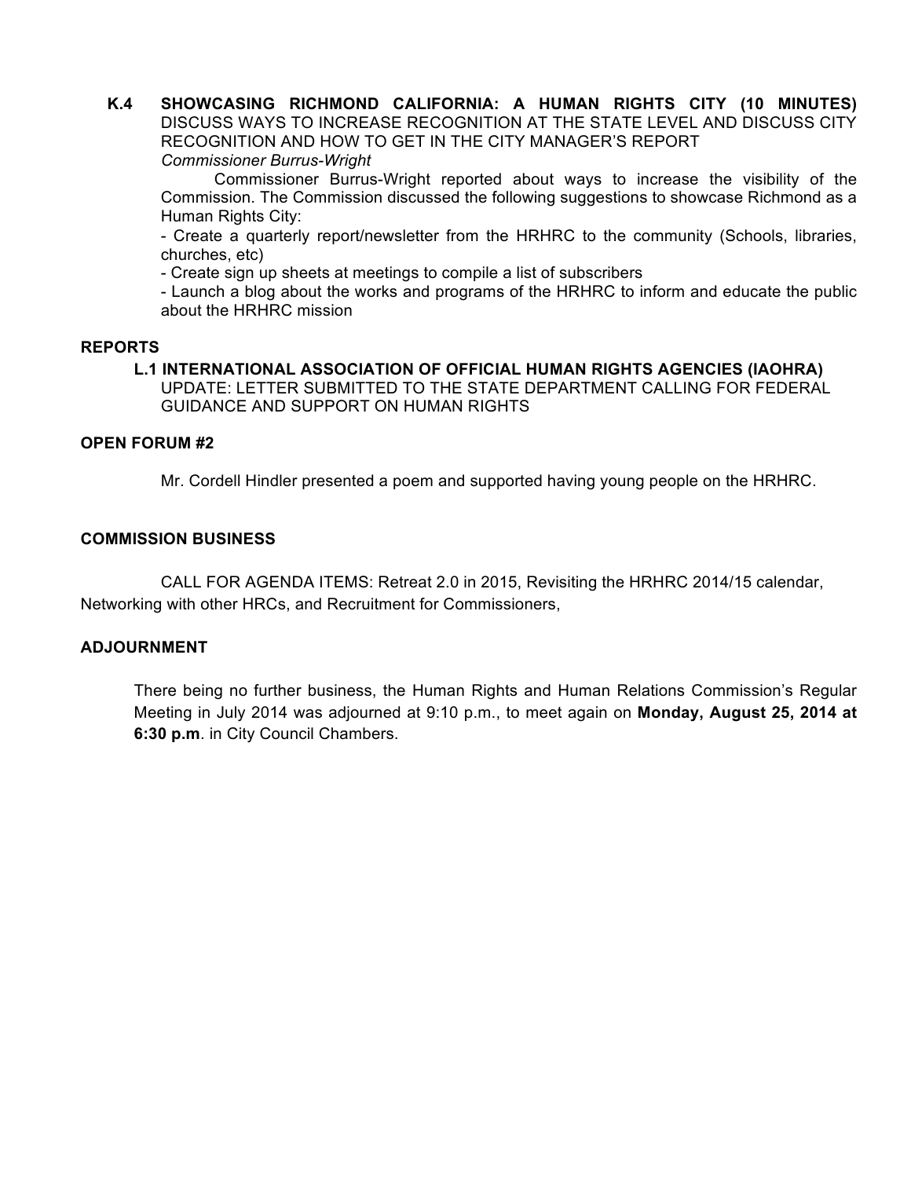**K.4 SHOWCASING RICHMOND CALIFORNIA: A HUMAN RIGHTS CITY (10 MINUTES)** DISCUSS WAYS TO INCREASE RECOGNITION AT THE STATE LEVEL AND DISCUSS CITY RECOGNITION AND HOW TO GET IN THE CITY MANAGER'S REPORT
*Commissioner Burrus-Wright*

Commissioner Burrus-Wright reported about ways to increase the visibility of the Commission. The Commission discussed the following suggestions to showcase Richmond as a Human Rights City:

- Create a quarterly report/newsletter from the HRHRC to the community (Schools, libraries, churches, etc)
- Create sign up sheets at meetings to compile a list of subscribers
- Launch a blog about the works and programs of the HRHRC to inform and educate the public about the HRHRC mission

**REPORTS**

**L.1 INTERNATIONAL ASSOCIATION OF OFFICIAL HUMAN RIGHTS AGENCIES (IAOHRA)** UPDATE: LETTER SUBMITTED TO THE STATE DEPARTMENT CALLING FOR FEDERAL GUIDANCE AND SUPPORT ON HUMAN RIGHTS

**OPEN FORUM #2**

Mr. Cordell Hindler presented a poem and supported having young people on the HRHRC.

**COMMISSION BUSINESS**

CALL FOR AGENDA ITEMS: Retreat 2.0 in 2015, Revisiting the HRHRC 2014/15 calendar, Networking with other HRCs, and Recruitment for Commissioners,

**ADJOURNMENT**

There being no further business, the Human Rights and Human Relations Commission's Regular Meeting in July 2014 was adjourned at 9:10 p.m., to meet again on **Monday, August 25, 2014 at 6:30 p.m**. in City Council Chambers.